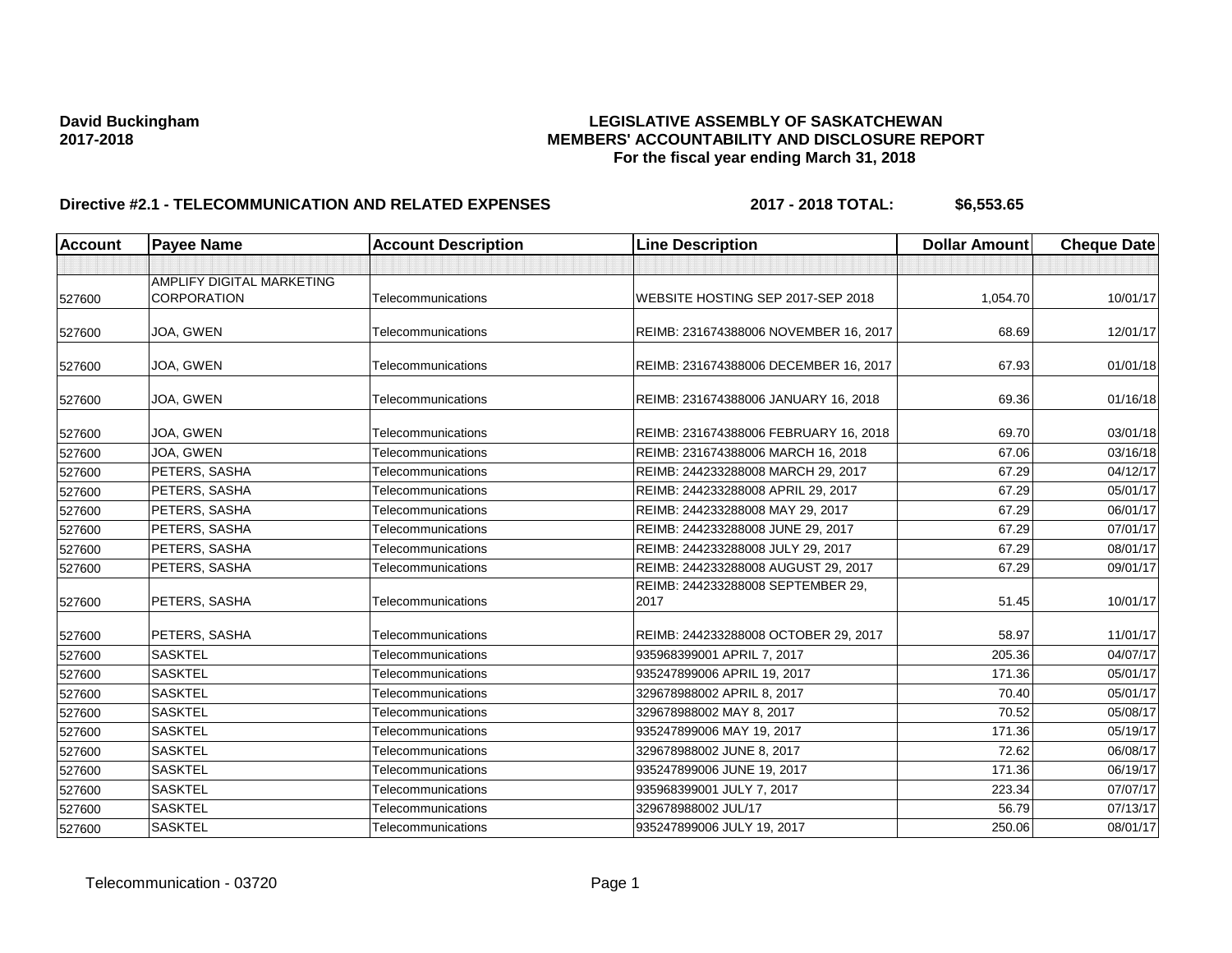**David Buckingham**
**2017-2018**

# LEGISLATIVE ASSEMBLY OF SASKATCHEWAN
## MEMBERS' ACCOUNTABILITY AND DISCLOSURE REPORT
### For the fiscal year ending March 31, 2018

**Directive #2.1 - TELECOMMUNICATION AND RELATED EXPENSES** **2017 - 2018 TOTAL: $6,553.65**

| Account | Payee Name | Account Description | Line Description | Dollar Amount | Cheque Date |
|---|---|---|---|---|---|
| | | | | | |
| 527600 | AMPLIFY DIGITAL MARKETING CORPORATION | Telecommunications | WEBSITE HOSTING SEP 2017-SEP 2018 | 1,054.70 | 10/01/17 |
| 527600 | JOA, GWEN | Telecommunications | REIMB: 231674388006 NOVEMBER 16, 2017 | 68.69 | 12/01/17 |
| 527600 | JOA, GWEN | Telecommunications | REIMB: 231674388006 DECEMBER 16, 2017 | 67.93 | 01/01/18 |
| 527600 | JOA, GWEN | Telecommunications | REIMB: 231674388006 JANUARY 16, 2018 | 69.36 | 01/16/18 |
| 527600 | JOA, GWEN | Telecommunications | REIMB: 231674388006 FEBRUARY 16, 2018 | 69.70 | 03/01/18 |
| 527600 | JOA, GWEN | Telecommunications | REIMB: 231674388006 MARCH 16, 2018 | 67.06 | 03/16/18 |
| 527600 | PETERS, SASHA | Telecommunications | REIMB: 244233288008 MARCH 29, 2017 | 67.29 | 04/12/17 |
| 527600 | PETERS, SASHA | Telecommunications | REIMB: 244233288008 APRIL 29, 2017 | 67.29 | 05/01/17 |
| 527600 | PETERS, SASHA | Telecommunications | REIMB: 244233288008 MAY 29, 2017 | 67.29 | 06/01/17 |
| 527600 | PETERS, SASHA | Telecommunications | REIMB: 244233288008 JUNE 29, 2017 | 67.29 | 07/01/17 |
| 527600 | PETERS, SASHA | Telecommunications | REIMB: 244233288008 JULY 29, 2017 | 67.29 | 08/01/17 |
| 527600 | PETERS, SASHA | Telecommunications | REIMB: 244233288008 AUGUST 29, 2017 | 67.29 | 09/01/17 |
| 527600 | PETERS, SASHA | Telecommunications | REIMB: 244233288008 SEPTEMBER 29, 2017 | 51.45 | 10/01/17 |
| 527600 | PETERS, SASHA | Telecommunications | REIMB: 244233288008 OCTOBER 29, 2017 | 58.97 | 11/01/17 |
| 527600 | SASKTEL | Telecommunications | 935968399001 APRIL 7, 2017 | 205.36 | 04/07/17 |
| 527600 | SASKTEL | Telecommunications | 935247899006 APRIL 19, 2017 | 171.36 | 05/01/17 |
| 527600 | SASKTEL | Telecommunications | 329678988002 APRIL 8, 2017 | 70.40 | 05/01/17 |
| 527600 | SASKTEL | Telecommunications | 329678988002 MAY 8, 2017 | 70.52 | 05/08/17 |
| 527600 | SASKTEL | Telecommunications | 935247899006 MAY 19, 2017 | 171.36 | 05/19/17 |
| 527600 | SASKTEL | Telecommunications | 329678988002 JUNE 8, 2017 | 72.62 | 06/08/17 |
| 527600 | SASKTEL | Telecommunications | 935247899006 JUNE 19, 2017 | 171.36 | 06/19/17 |
| 527600 | SASKTEL | Telecommunications | 935968399001 JULY 7, 2017 | 223.34 | 07/07/17 |
| 527600 | SASKTEL | Telecommunications | 329678988002 JUL/17 | 56.79 | 07/13/17 |
| 527600 | SASKTEL | Telecommunications | 935247899006 JULY 19, 2017 | 250.06 | 08/01/17 |

Telecommunication - 03720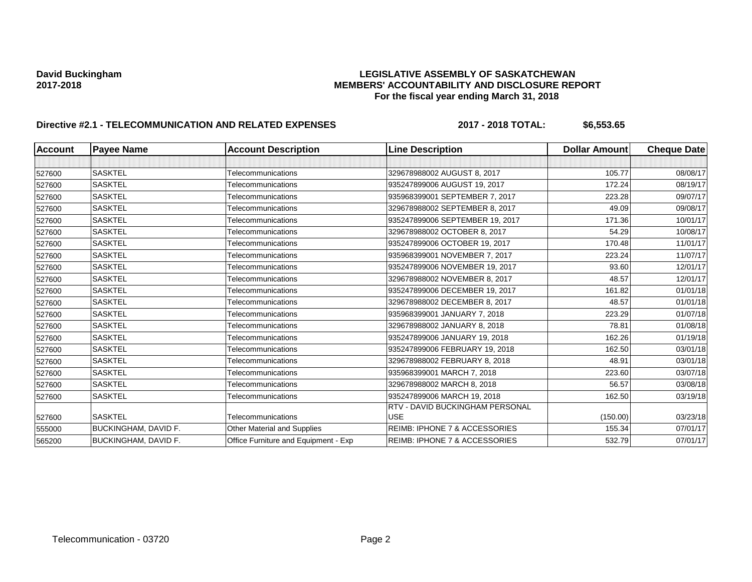**David Buckingham**
**2017-2018**

**LEGISLATIVE ASSEMBLY OF SASKATCHEWAN**
**MEMBERS' ACCOUNTABILITY AND DISCLOSURE REPORT**
**For the fiscal year ending March 31, 2018**

**Directive #2.1 - TELECOMMUNICATION AND RELATED EXPENSES** **2017 - 2018 TOTAL: $6,553.65**

| Account | Payee Name | Account Description | Line Description | Dollar Amount | Cheque Date |
|---|---|---|---|---|---|
| | | | | | |
| 527600 | SASKTEL | Telecommunications | 329678988002 AUGUST 8, 2017 | 105.77 | 08/08/17 |
| 527600 | SASKTEL | Telecommunications | 935247899006 AUGUST 19, 2017 | 172.24 | 08/19/17 |
| 527600 | SASKTEL | Telecommunications | 935968399001 SEPTEMBER 7, 2017 | 223.28 | 09/07/17 |
| 527600 | SASKTEL | Telecommunications | 329678988002 SEPTEMBER 8, 2017 | 49.09 | 09/08/17 |
| 527600 | SASKTEL | Telecommunications | 935247899006 SEPTEMBER 19, 2017 | 171.36 | 10/01/17 |
| 527600 | SASKTEL | Telecommunications | 329678988002 OCTOBER 8, 2017 | 54.29 | 10/08/17 |
| 527600 | SASKTEL | Telecommunications | 935247899006 OCTOBER 19, 2017 | 170.48 | 11/01/17 |
| 527600 | SASKTEL | Telecommunications | 935968399001 NOVEMBER 7, 2017 | 223.24 | 11/07/17 |
| 527600 | SASKTEL | Telecommunications | 935247899006 NOVEMBER 19, 2017 | 93.60 | 12/01/17 |
| 527600 | SASKTEL | Telecommunications | 329678988002 NOVEMBER 8, 2017 | 48.57 | 12/01/17 |
| 527600 | SASKTEL | Telecommunications | 935247899006 DECEMBER 19, 2017 | 161.82 | 01/01/18 |
| 527600 | SASKTEL | Telecommunications | 329678988002 DECEMBER 8, 2017 | 48.57 | 01/01/18 |
| 527600 | SASKTEL | Telecommunications | 935968399001 JANUARY 7, 2018 | 223.29 | 01/07/18 |
| 527600 | SASKTEL | Telecommunications | 329678988002 JANUARY 8, 2018 | 78.81 | 01/08/18 |
| 527600 | SASKTEL | Telecommunications | 935247899006 JANUARY 19, 2018 | 162.26 | 01/19/18 |
| 527600 | SASKTEL | Telecommunications | 935247899006 FEBRUARY 19, 2018 | 162.50 | 03/01/18 |
| 527600 | SASKTEL | Telecommunications | 329678988002 FEBRUARY 8, 2018 | 48.91 | 03/01/18 |
| 527600 | SASKTEL | Telecommunications | 935968399001 MARCH 7, 2018 | 223.60 | 03/07/18 |
| 527600 | SASKTEL | Telecommunications | 329678988002 MARCH 8, 2018 | 56.57 | 03/08/18 |
| 527600 | SASKTEL | Telecommunications | 935247899006 MARCH 19, 2018 | 162.50 | 03/19/18 |
| 527600 | SASKTEL | Telecommunications | RTV - DAVID BUCKINGHAM PERSONAL USE | (150.00) | 03/23/18 |
| 555000 | BUCKINGHAM, DAVID F. | Other Material and Supplies | REIMB: IPHONE 7 & ACCESSORIES | 155.34 | 07/01/17 |
| 565200 | BUCKINGHAM, DAVID F. | Office Furniture and Equipment - Exp | REIMB: IPHONE 7 & ACCESSORIES | 532.79 | 07/01/17 |

Telecommunication - 03720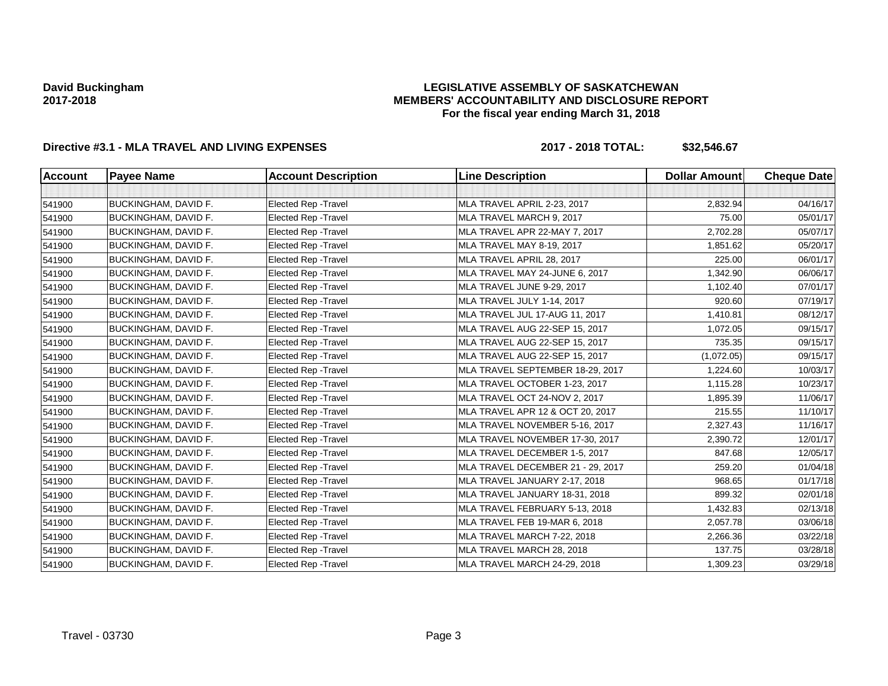**David Buckingham**
**2017-2018**

**LEGISLATIVE ASSEMBLY OF SASKATCHEWAN**
**MEMBERS' ACCOUNTABILITY AND DISCLOSURE REPORT**
**For the fiscal year ending March 31, 2018**

**Directive #3.1 - MLA TRAVEL AND LIVING EXPENSES** **2017 - 2018 TOTAL: $32,546.67**

| Account | Payee Name | Account Description | Line Description | Dollar Amount | Cheque Date |
|---|---|---|---|---|---|
| | | | | | |
| 541900 | BUCKINGHAM, DAVID F. | Elected Rep -Travel | MLA TRAVEL APRIL 2-23, 2017 | 2,832.94 | 04/16/17 |
| 541900 | BUCKINGHAM, DAVID F. | Elected Rep -Travel | MLA TRAVEL MARCH 9, 2017 | 75.00 | 05/01/17 |
| 541900 | BUCKINGHAM, DAVID F. | Elected Rep -Travel | MLA TRAVEL APR 22-MAY 7, 2017 | 2,702.28 | 05/07/17 |
| 541900 | BUCKINGHAM, DAVID F. | Elected Rep -Travel | MLA TRAVEL MAY 8-19, 2017 | 1,851.62 | 05/20/17 |
| 541900 | BUCKINGHAM, DAVID F. | Elected Rep -Travel | MLA TRAVEL APRIL 28, 2017 | 225.00 | 06/01/17 |
| 541900 | BUCKINGHAM, DAVID F. | Elected Rep -Travel | MLA TRAVEL MAY 24-JUNE 6, 2017 | 1,342.90 | 06/06/17 |
| 541900 | BUCKINGHAM, DAVID F. | Elected Rep -Travel | MLA TRAVEL JUNE 9-29, 2017 | 1,102.40 | 07/01/17 |
| 541900 | BUCKINGHAM, DAVID F. | Elected Rep -Travel | MLA TRAVEL JULY 1-14, 2017 | 920.60 | 07/19/17 |
| 541900 | BUCKINGHAM, DAVID F. | Elected Rep -Travel | MLA TRAVEL JUL 17-AUG 11, 2017 | 1,410.81 | 08/12/17 |
| 541900 | BUCKINGHAM, DAVID F. | Elected Rep -Travel | MLA TRAVEL AUG 22-SEP 15, 2017 | 1,072.05 | 09/15/17 |
| 541900 | BUCKINGHAM, DAVID F. | Elected Rep -Travel | MLA TRAVEL AUG 22-SEP 15, 2017 | 735.35 | 09/15/17 |
| 541900 | BUCKINGHAM, DAVID F. | Elected Rep -Travel | MLA TRAVEL AUG 22-SEP 15, 2017 | (1,072.05) | 09/15/17 |
| 541900 | BUCKINGHAM, DAVID F. | Elected Rep -Travel | MLA TRAVEL SEPTEMBER 18-29, 2017 | 1,224.60 | 10/03/17 |
| 541900 | BUCKINGHAM, DAVID F. | Elected Rep -Travel | MLA TRAVEL OCTOBER 1-23, 2017 | 1,115.28 | 10/23/17 |
| 541900 | BUCKINGHAM, DAVID F. | Elected Rep -Travel | MLA TRAVEL OCT 24-NOV 2, 2017 | 1,895.39 | 11/06/17 |
| 541900 | BUCKINGHAM, DAVID F. | Elected Rep -Travel | MLA TRAVEL APR 12 & OCT 20, 2017 | 215.55 | 11/10/17 |
| 541900 | BUCKINGHAM, DAVID F. | Elected Rep -Travel | MLA TRAVEL NOVEMBER 5-16, 2017 | 2,327.43 | 11/16/17 |
| 541900 | BUCKINGHAM, DAVID F. | Elected Rep -Travel | MLA TRAVEL NOVEMBER 17-30, 2017 | 2,390.72 | 12/01/17 |
| 541900 | BUCKINGHAM, DAVID F. | Elected Rep -Travel | MLA TRAVEL DECEMBER 1-5, 2017 | 847.68 | 12/05/17 |
| 541900 | BUCKINGHAM, DAVID F. | Elected Rep -Travel | MLA TRAVEL DECEMBER 21 - 29, 2017 | 259.20 | 01/04/18 |
| 541900 | BUCKINGHAM, DAVID F. | Elected Rep -Travel | MLA TRAVEL JANUARY 2-17, 2018 | 968.65 | 01/17/18 |
| 541900 | BUCKINGHAM, DAVID F. | Elected Rep -Travel | MLA TRAVEL JANUARY 18-31, 2018 | 899.32 | 02/01/18 |
| 541900 | BUCKINGHAM, DAVID F. | Elected Rep -Travel | MLA TRAVEL FEBRUARY 5-13, 2018 | 1,432.83 | 02/13/18 |
| 541900 | BUCKINGHAM, DAVID F. | Elected Rep -Travel | MLA TRAVEL FEB 19-MAR 6, 2018 | 2,057.78 | 03/06/18 |
| 541900 | BUCKINGHAM, DAVID F. | Elected Rep -Travel | MLA TRAVEL MARCH 7-22, 2018 | 2,266.36 | 03/22/18 |
| 541900 | BUCKINGHAM, DAVID F. | Elected Rep -Travel | MLA TRAVEL MARCH 28, 2018 | 137.75 | 03/28/18 |
| 541900 | BUCKINGHAM, DAVID F. | Elected Rep -Travel | MLA TRAVEL MARCH 24-29, 2018 | 1,309.23 | 03/29/18 |

Travel - 03730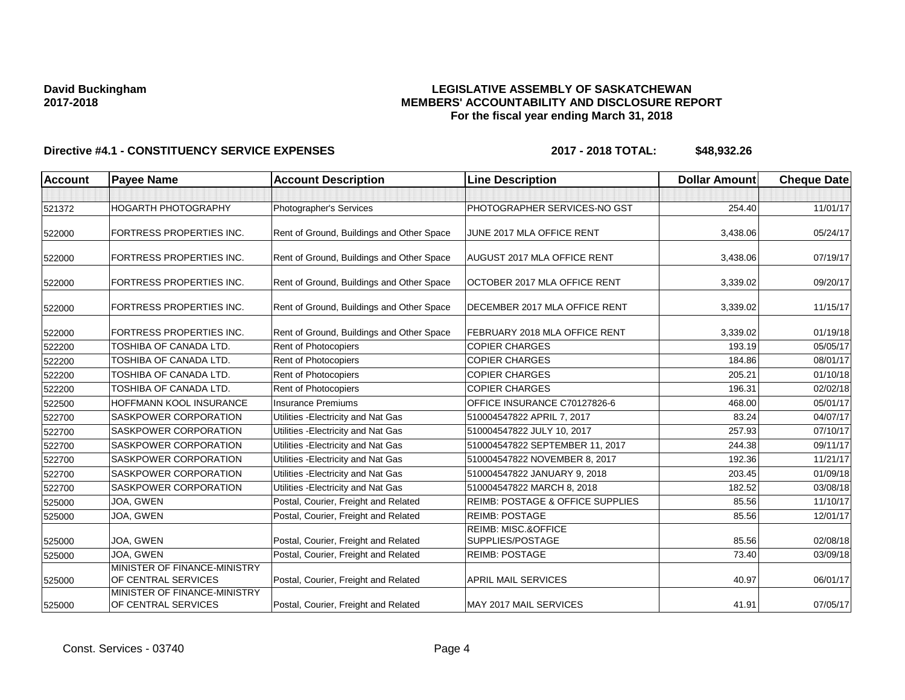**David Buckingham**
**2017-2018**

**LEGISLATIVE ASSEMBLY OF SASKATCHEWAN**
**MEMBERS' ACCOUNTABILITY AND DISCLOSURE REPORT**
**For the fiscal year ending March 31, 2018**

**Directive #4.1 - CONSTITUENCY SERVICE EXPENSES** **2017 - 2018 TOTAL: $48,932.26**

| Account | Payee Name | Account Description | Line Description | Dollar Amount | Cheque Date |
|---|---|---|---|---|---|
| | | | | | |
| 521372 | HOGARTH PHOTOGRAPHY | Photographer's Services | PHOTOGRAPHER SERVICES-NO GST | 254.40 | 11/01/17 |
| 522000 | FORTRESS PROPERTIES INC. | Rent of Ground, Buildings and Other Space | JUNE 2017 MLA OFFICE RENT | 3,438.06 | 05/24/17 |
| 522000 | FORTRESS PROPERTIES INC. | Rent of Ground, Buildings and Other Space | AUGUST 2017 MLA OFFICE RENT | 3,438.06 | 07/19/17 |
| 522000 | FORTRESS PROPERTIES INC. | Rent of Ground, Buildings and Other Space | OCTOBER 2017 MLA OFFICE RENT | 3,339.02 | 09/20/17 |
| 522000 | FORTRESS PROPERTIES INC. | Rent of Ground, Buildings and Other Space | DECEMBER 2017 MLA OFFICE RENT | 3,339.02 | 11/15/17 |
| 522000 | FORTRESS PROPERTIES INC. | Rent of Ground, Buildings and Other Space | FEBRUARY 2018 MLA OFFICE RENT | 3,339.02 | 01/19/18 |
| 522200 | TOSHIBA OF CANADA LTD. | Rent of Photocopiers | COPIER CHARGES | 193.19 | 05/05/17 |
| 522200 | TOSHIBA OF CANADA LTD. | Rent of Photocopiers | COPIER CHARGES | 184.86 | 08/01/17 |
| 522200 | TOSHIBA OF CANADA LTD. | Rent of Photocopiers | COPIER CHARGES | 205.21 | 01/10/18 |
| 522200 | TOSHIBA OF CANADA LTD. | Rent of Photocopiers | COPIER CHARGES | 196.31 | 02/02/18 |
| 522500 | HOFFMANN KOOL INSURANCE | Insurance Premiums | OFFICE INSURANCE C70127826-6 | 468.00 | 05/01/17 |
| 522700 | SASKPOWER CORPORATION | Utilities -Electricity and Nat Gas | 510004547822 APRIL 7, 2017 | 83.24 | 04/07/17 |
| 522700 | SASKPOWER CORPORATION | Utilities -Electricity and Nat Gas | 510004547822 JULY 10, 2017 | 257.93 | 07/10/17 |
| 522700 | SASKPOWER CORPORATION | Utilities -Electricity and Nat Gas | 510004547822 SEPTEMBER 11, 2017 | 244.38 | 09/11/17 |
| 522700 | SASKPOWER CORPORATION | Utilities -Electricity and Nat Gas | 510004547822 NOVEMBER 8, 2017 | 192.36 | 11/21/17 |
| 522700 | SASKPOWER CORPORATION | Utilities -Electricity and Nat Gas | 510004547822 JANUARY 9, 2018 | 203.45 | 01/09/18 |
| 522700 | SASKPOWER CORPORATION | Utilities -Electricity and Nat Gas | 510004547822 MARCH 8, 2018 | 182.52 | 03/08/18 |
| 525000 | JOA, GWEN | Postal, Courier, Freight and Related | REIMB: POSTAGE & OFFICE SUPPLIES | 85.56 | 11/10/17 |
| 525000 | JOA, GWEN | Postal, Courier, Freight and Related | REIMB: POSTAGE | 85.56 | 12/01/17 |
| 525000 | JOA, GWEN | Postal, Courier, Freight and Related | REIMB: MISC.&OFFICE SUPPLIES/POSTAGE | 85.56 | 02/08/18 |
| 525000 | JOA, GWEN | Postal, Courier, Freight and Related | REIMB: POSTAGE | 73.40 | 03/09/18 |
| 525000 | MINISTER OF FINANCE-MINISTRY OF CENTRAL SERVICES | Postal, Courier, Freight and Related | APRIL MAIL SERVICES | 40.97 | 06/01/17 |
| 525000 | MINISTER OF FINANCE-MINISTRY OF CENTRAL SERVICES | Postal, Courier, Freight and Related | MAY 2017 MAIL SERVICES | 41.91 | 07/05/17 |

Const. Services - 03740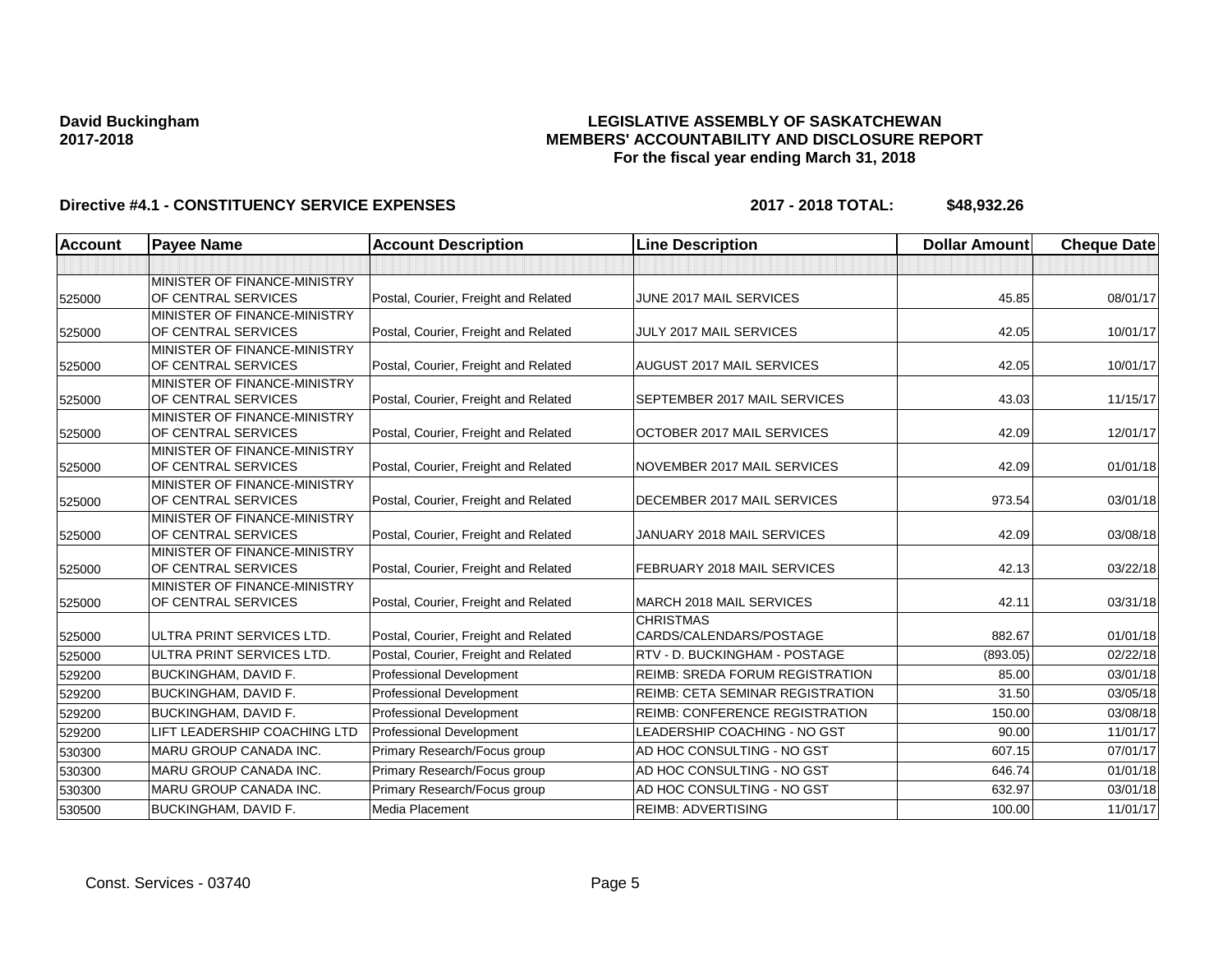**David Buckingham**
**2017-2018**

# LEGISLATIVE ASSEMBLY OF SASKATCHEWAN
## MEMBERS' ACCOUNTABILITY AND DISCLOSURE REPORT
### For the fiscal year ending March 31, 2018

**Directive #4.1 - CONSTITUENCY SERVICE EXPENSES** **2017 - 2018 TOTAL: $48,932.26**

| Account | Payee Name | Account Description | Line Description | Dollar Amount | Cheque Date |
|---|---|---|---|---|---|
| | | | | | |
| 525000 | MINISTER OF FINANCE-MINISTRY OF CENTRAL SERVICES | Postal, Courier, Freight and Related | JUNE 2017 MAIL SERVICES | 45.85 | 08/01/17 |
| 525000 | MINISTER OF FINANCE-MINISTRY OF CENTRAL SERVICES | Postal, Courier, Freight and Related | JULY 2017 MAIL SERVICES | 42.05 | 10/01/17 |
| 525000 | MINISTER OF FINANCE-MINISTRY OF CENTRAL SERVICES | Postal, Courier, Freight and Related | AUGUST 2017 MAIL SERVICES | 42.05 | 10/01/17 |
| 525000 | MINISTER OF FINANCE-MINISTRY OF CENTRAL SERVICES | Postal, Courier, Freight and Related | SEPTEMBER 2017 MAIL SERVICES | 43.03 | 11/15/17 |
| 525000 | MINISTER OF FINANCE-MINISTRY OF CENTRAL SERVICES | Postal, Courier, Freight and Related | OCTOBER 2017 MAIL SERVICES | 42.09 | 12/01/17 |
| 525000 | MINISTER OF FINANCE-MINISTRY OF CENTRAL SERVICES | Postal, Courier, Freight and Related | NOVEMBER 2017 MAIL SERVICES | 42.09 | 01/01/18 |
| 525000 | MINISTER OF FINANCE-MINISTRY OF CENTRAL SERVICES | Postal, Courier, Freight and Related | DECEMBER 2017 MAIL SERVICES | 973.54 | 03/01/18 |
| 525000 | MINISTER OF FINANCE-MINISTRY OF CENTRAL SERVICES | Postal, Courier, Freight and Related | JANUARY 2018 MAIL SERVICES | 42.09 | 03/08/18 |
| 525000 | MINISTER OF FINANCE-MINISTRY OF CENTRAL SERVICES | Postal, Courier, Freight and Related | FEBRUARY 2018 MAIL SERVICES | 42.13 | 03/22/18 |
| 525000 | MINISTER OF FINANCE-MINISTRY OF CENTRAL SERVICES | Postal, Courier, Freight and Related | MARCH 2018 MAIL SERVICES | 42.11 | 03/31/18 |
| 525000 | ULTRA PRINT SERVICES LTD. | Postal, Courier, Freight and Related | CHRISTMAS CARDS/CALENDARS/POSTAGE | 882.67 | 01/01/18 |
| 525000 | ULTRA PRINT SERVICES LTD. | Postal, Courier, Freight and Related | RTV - D. BUCKINGHAM - POSTAGE | (893.05) | 02/22/18 |
| 529200 | BUCKINGHAM, DAVID F. | Professional Development | REIMB: SREDA FORUM REGISTRATION | 85.00 | 03/01/18 |
| 529200 | BUCKINGHAM, DAVID F. | Professional Development | REIMB: CETA SEMINAR REGISTRATION | 31.50 | 03/05/18 |
| 529200 | BUCKINGHAM, DAVID F. | Professional Development | REIMB: CONFERENCE REGISTRATION | 150.00 | 03/08/18 |
| 529200 | LIFT LEADERSHIP COACHING LTD | Professional Development | LEADERSHIP COACHING - NO GST | 90.00 | 11/01/17 |
| 530300 | MARU GROUP CANADA INC. | Primary Research/Focus group | AD HOC CONSULTING - NO GST | 607.15 | 07/01/17 |
| 530300 | MARU GROUP CANADA INC. | Primary Research/Focus group | AD HOC CONSULTING - NO GST | 646.74 | 01/01/18 |
| 530300 | MARU GROUP CANADA INC. | Primary Research/Focus group | AD HOC CONSULTING - NO GST | 632.97 | 03/01/18 |
| 530500 | BUCKINGHAM, DAVID F. | Media Placement | REIMB: ADVERTISING | 100.00 | 11/01/17 |

Const. Services - 03740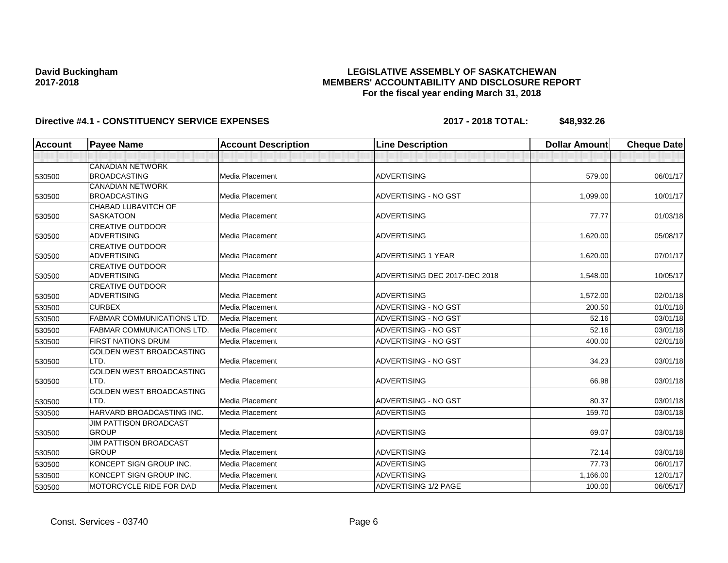**David Buckingham**
**2017-2018**

**LEGISLATIVE ASSEMBLY OF SASKATCHEWAN**
**MEMBERS' ACCOUNTABILITY AND DISCLOSURE REPORT**
**For the fiscal year ending March 31, 2018**

**Directive #4.1 - CONSTITUENCY SERVICE EXPENSES** **2017 - 2018 TOTAL: $48,932.26**

| Account | Payee Name | Account Description | Line Description | Dollar Amount | Cheque Date |
|---|---|---|---|---|---|
| | | | | | |
| 530500 | CANADIAN NETWORK BROADCASTING | Media Placement | ADVERTISING | 579.00 | 06/01/17 |
| 530500 | CANADIAN NETWORK BROADCASTING | Media Placement | ADVERTISING - NO GST | 1,099.00 | 10/01/17 |
| 530500 | CHABAD LUBAVITCH OF SASKATOON | Media Placement | ADVERTISING | 77.77 | 01/03/18 |
| 530500 | CREATIVE OUTDOOR ADVERTISING | Media Placement | ADVERTISING | 1,620.00 | 05/08/17 |
| 530500 | CREATIVE OUTDOOR ADVERTISING | Media Placement | ADVERTISING 1 YEAR | 1,620.00 | 07/01/17 |
| 530500 | CREATIVE OUTDOOR ADVERTISING | Media Placement | ADVERTISING DEC 2017-DEC 2018 | 1,548.00 | 10/05/17 |
| 530500 | CREATIVE OUTDOOR ADVERTISING | Media Placement | ADVERTISING | 1,572.00 | 02/01/18 |
| 530500 | CURBEX | Media Placement | ADVERTISING - NO GST | 200.50 | 01/01/18 |
| 530500 | FABMAR COMMUNICATIONS LTD. | Media Placement | ADVERTISING - NO GST | 52.16 | 03/01/18 |
| 530500 | FABMAR COMMUNICATIONS LTD. | Media Placement | ADVERTISING - NO GST | 52.16 | 03/01/18 |
| 530500 | FIRST NATIONS DRUM | Media Placement | ADVERTISING - NO GST | 400.00 | 02/01/18 |
| 530500 | GOLDEN WEST BROADCASTING LTD. | Media Placement | ADVERTISING - NO GST | 34.23 | 03/01/18 |
| 530500 | GOLDEN WEST BROADCASTING LTD. | Media Placement | ADVERTISING | 66.98 | 03/01/18 |
| 530500 | GOLDEN WEST BROADCASTING LTD. | Media Placement | ADVERTISING - NO GST | 80.37 | 03/01/18 |
| 530500 | HARVARD BROADCASTING INC. | Media Placement | ADVERTISING | 159.70 | 03/01/18 |
| 530500 | JIM PATTISON BROADCAST GROUP | Media Placement | ADVERTISING | 69.07 | 03/01/18 |
| 530500 | JIM PATTISON BROADCAST GROUP | Media Placement | ADVERTISING | 72.14 | 03/01/18 |
| 530500 | KONCEPT SIGN GROUP INC. | Media Placement | ADVERTISING | 77.73 | 06/01/17 |
| 530500 | KONCEPT SIGN GROUP INC. | Media Placement | ADVERTISING | 1,166.00 | 12/01/17 |
| 530500 | MOTORCYCLE RIDE FOR DAD | Media Placement | ADVERTISING 1/2 PAGE | 100.00 | 06/05/17 |

Const. Services - 03740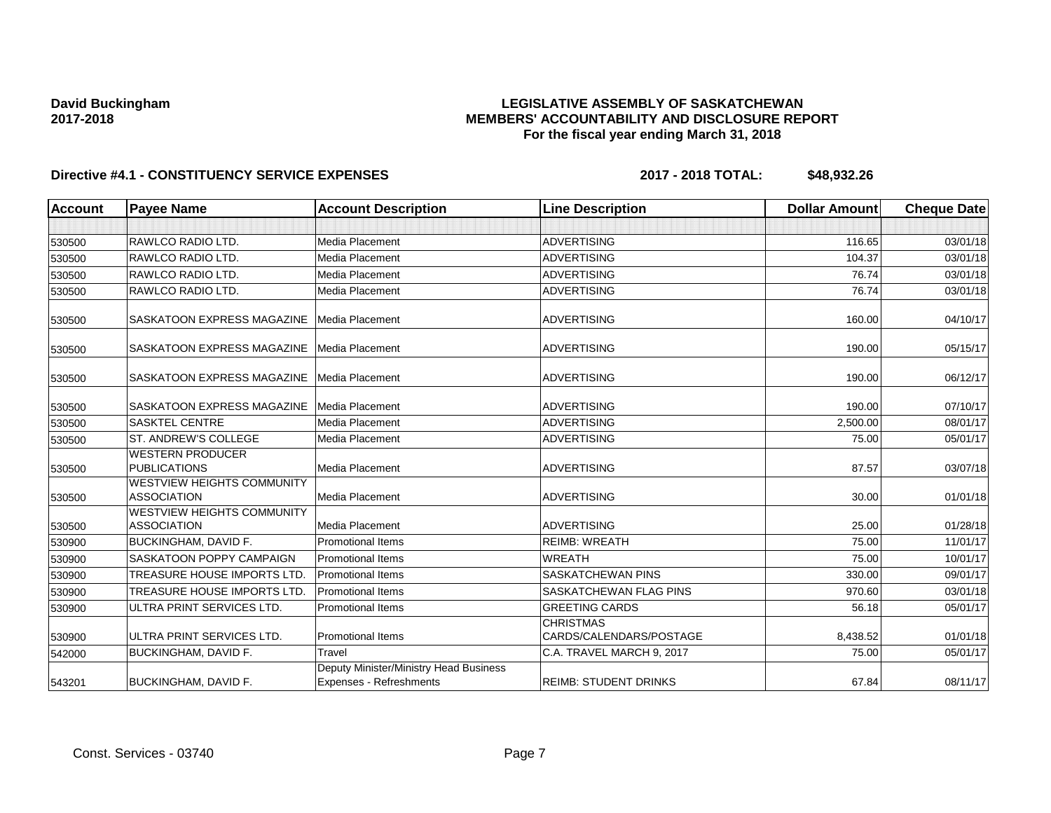**David Buckingham**
**2017-2018**

**LEGISLATIVE ASSEMBLY OF SASKATCHEWAN**
**MEMBERS' ACCOUNTABILITY AND DISCLOSURE REPORT**
**For the fiscal year ending March 31, 2018**

**Directive #4.1 - CONSTITUENCY SERVICE EXPENSES** **2017 - 2018 TOTAL: $48,932.26**

| Account | Payee Name | Account Description | Line Description | Dollar Amount | Cheque Date |
|---|---|---|---|---|---|
| | | | | | |
| 530500 | RAWLCO RADIO LTD. | Media Placement | ADVERTISING | 116.65 | 03/01/18 |
| 530500 | RAWLCO RADIO LTD. | Media Placement | ADVERTISING | 104.37 | 03/01/18 |
| 530500 | RAWLCO RADIO LTD. | Media Placement | ADVERTISING | 76.74 | 03/01/18 |
| 530500 | RAWLCO RADIO LTD. | Media Placement | ADVERTISING | 76.74 | 03/01/18 |
| 530500 | SASKATOON EXPRESS MAGAZINE | Media Placement | ADVERTISING | 160.00 | 04/10/17 |
| 530500 | SASKATOON EXPRESS MAGAZINE | Media Placement | ADVERTISING | 190.00 | 05/15/17 |
| 530500 | SASKATOON EXPRESS MAGAZINE | Media Placement | ADVERTISING | 190.00 | 06/12/17 |
| 530500 | SASKATOON EXPRESS MAGAZINE | Media Placement | ADVERTISING | 190.00 | 07/10/17 |
| 530500 | SASKTEL CENTRE | Media Placement | ADVERTISING | 2,500.00 | 08/01/17 |
| 530500 | ST. ANDREW'S COLLEGE | Media Placement | ADVERTISING | 75.00 | 05/01/17 |
| 530500 | WESTERN PRODUCER PUBLICATIONS | Media Placement | ADVERTISING | 87.57 | 03/07/18 |
| 530500 | WESTVIEW HEIGHTS COMMUNITY ASSOCIATION | Media Placement | ADVERTISING | 30.00 | 01/01/18 |
| 530500 | WESTVIEW HEIGHTS COMMUNITY ASSOCIATION | Media Placement | ADVERTISING | 25.00 | 01/28/18 |
| 530900 | BUCKINGHAM, DAVID F. | Promotional Items | REIMB: WREATH | 75.00 | 11/01/17 |
| 530900 | SASKATOON POPPY CAMPAIGN | Promotional Items | WREATH | 75.00 | 10/01/17 |
| 530900 | TREASURE HOUSE IMPORTS LTD. | Promotional Items | SASKATCHEWAN PINS | 330.00 | 09/01/17 |
| 530900 | TREASURE HOUSE IMPORTS LTD. | Promotional Items | SASKATCHEWAN FLAG PINS | 970.60 | 03/01/18 |
| 530900 | ULTRA PRINT SERVICES LTD. | Promotional Items | GREETING CARDS | 56.18 | 05/01/17 |
| 530900 | ULTRA PRINT SERVICES LTD. | Promotional Items | CHRISTMAS CARDS/CALENDARS/POSTAGE | 8,438.52 | 01/01/18 |
| 542000 | BUCKINGHAM, DAVID F. | Travel | C.A. TRAVEL MARCH 9, 2017 | 75.00 | 05/01/17 |
| 543201 | BUCKINGHAM, DAVID F. | Deputy Minister/Ministry Head Business Expenses - Refreshments | REIMB: STUDENT DRINKS | 67.84 | 08/11/17 |

Const. Services - 03740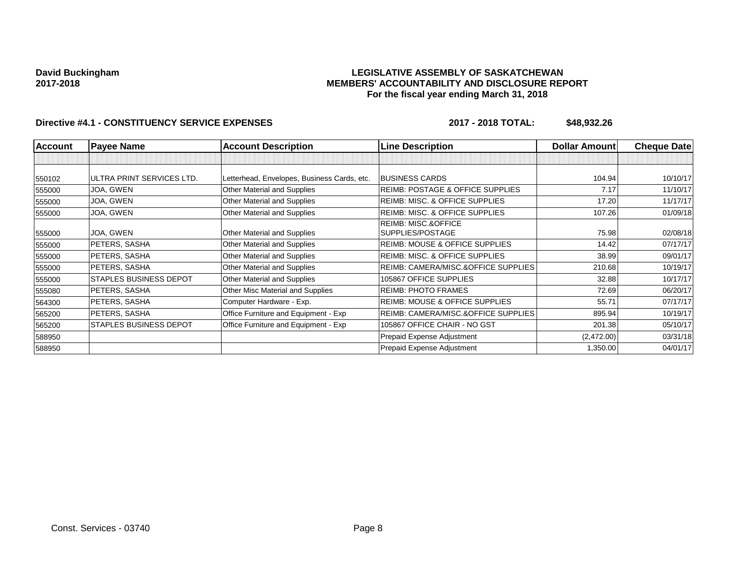**David Buckingham**
**2017-2018**

**LEGISLATIVE ASSEMBLY OF SASKATCHEWAN**
**MEMBERS' ACCOUNTABILITY AND DISCLOSURE REPORT**
**For the fiscal year ending March 31, 2018**

**Directive #4.1 - CONSTITUENCY SERVICE EXPENSES** **2017 - 2018 TOTAL: $48,932.26**

| Account | Payee Name | Account Description | Line Description | Dollar Amount | Cheque Date |
|---|---|---|---|---|---|
| | | | | | |
| 550102 | ULTRA PRINT SERVICES LTD. | Letterhead, Envelopes, Business Cards, etc. | BUSINESS CARDS | 104.94 | 10/10/17 |
| 555000 | JOA, GWEN | Other Material and Supplies | REIMB: POSTAGE & OFFICE SUPPLIES | 7.17 | 11/10/17 |
| 555000 | JOA, GWEN | Other Material and Supplies | REIMB: MISC. & OFFICE SUPPLIES | 17.20 | 11/17/17 |
| 555000 | JOA, GWEN | Other Material and Supplies | REIMB: MISC. & OFFICE SUPPLIES | 107.26 | 01/09/18 |
| 555000 | JOA, GWEN | Other Material and Supplies | REIMB: MISC.&OFFICE SUPPLIES/POSTAGE | 75.98 | 02/08/18 |
| 555000 | PETERS, SASHA | Other Material and Supplies | REIMB: MOUSE & OFFICE SUPPLIES | 14.42 | 07/17/17 |
| 555000 | PETERS, SASHA | Other Material and Supplies | REIMB: MISC. & OFFICE SUPPLIES | 38.99 | 09/01/17 |
| 555000 | PETERS, SASHA | Other Material and Supplies | REIMB: CAMERA/MISC.&OFFICE SUPPLIES | 210.68 | 10/19/17 |
| 555000 | STAPLES BUSINESS DEPOT | Other Material and Supplies | 105867 OFFICE SUPPLIES | 32.88 | 10/17/17 |
| 555080 | PETERS, SASHA | Other Misc Material and Supplies | REIMB: PHOTO FRAMES | 72.69 | 06/20/17 |
| 564300 | PETERS, SASHA | Computer Hardware - Exp. | REIMB: MOUSE & OFFICE SUPPLIES | 55.71 | 07/17/17 |
| 565200 | PETERS, SASHA | Office Furniture and Equipment - Exp | REIMB: CAMERA/MISC.&OFFICE SUPPLIES | 895.94 | 10/19/17 |
| 565200 | STAPLES BUSINESS DEPOT | Office Furniture and Equipment - Exp | 105867 OFFICE CHAIR - NO GST | 201.38 | 05/10/17 |
| 588950 | | | Prepaid Expense Adjustment | (2,472.00) | 03/31/18 |
| 588950 | | | Prepaid Expense Adjustment | 1,350.00 | 04/01/17 |

Const. Services - 03740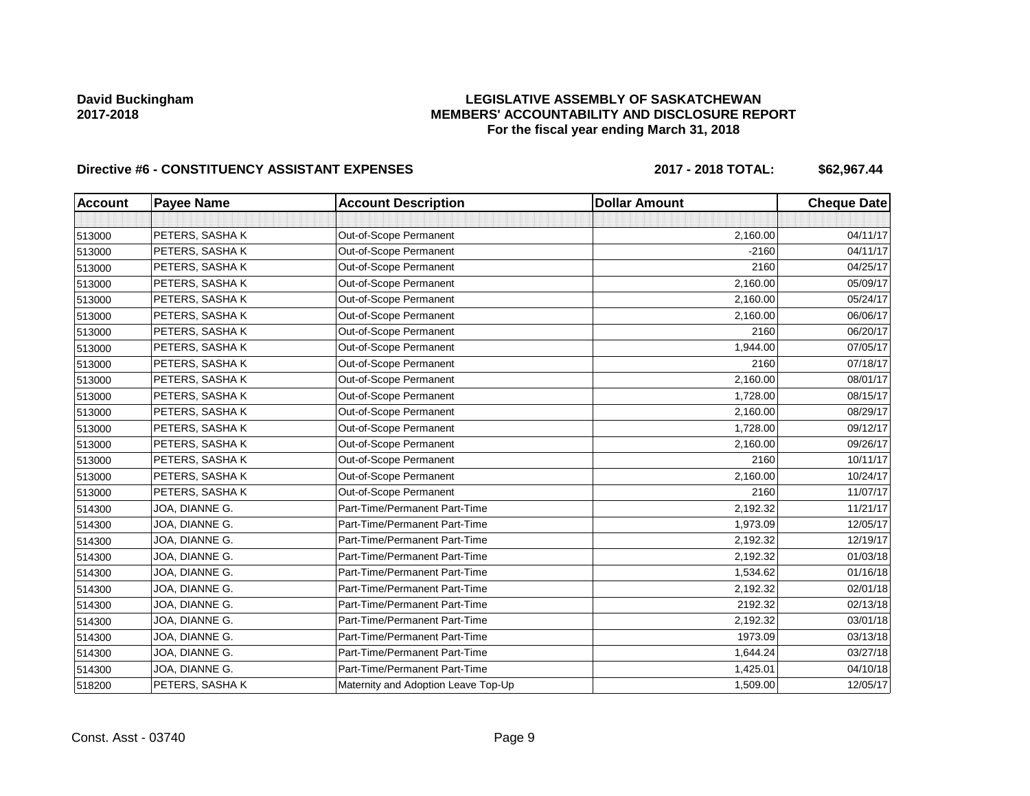**David Buckingham**
**2017-2018**

**LEGISLATIVE ASSEMBLY OF SASKATCHEWAN**
**MEMBERS' ACCOUNTABILITY AND DISCLOSURE REPORT**
**For the fiscal year ending March 31, 2018**

**Directive #6 - CONSTITUENCY ASSISTANT EXPENSES** **2017 - 2018 TOTAL: $62,967.44**

| Account | Payee Name | Account Description | Dollar Amount | Cheque Date |
|---|---|---|---|---|
| | | | | |
| 513000 | PETERS, SASHA K | Out-of-Scope Permanent | 2,160.00 | 04/11/17 |
| 513000 | PETERS, SASHA K | Out-of-Scope Permanent | -2160 | 04/11/17 |
| 513000 | PETERS, SASHA K | Out-of-Scope Permanent | 2160 | 04/25/17 |
| 513000 | PETERS, SASHA K | Out-of-Scope Permanent | 2,160.00 | 05/09/17 |
| 513000 | PETERS, SASHA K | Out-of-Scope Permanent | 2,160.00 | 05/24/17 |
| 513000 | PETERS, SASHA K | Out-of-Scope Permanent | 2,160.00 | 06/06/17 |
| 513000 | PETERS, SASHA K | Out-of-Scope Permanent | 2160 | 06/20/17 |
| 513000 | PETERS, SASHA K | Out-of-Scope Permanent | 1,944.00 | 07/05/17 |
| 513000 | PETERS, SASHA K | Out-of-Scope Permanent | 2160 | 07/18/17 |
| 513000 | PETERS, SASHA K | Out-of-Scope Permanent | 2,160.00 | 08/01/17 |
| 513000 | PETERS, SASHA K | Out-of-Scope Permanent | 1,728.00 | 08/15/17 |
| 513000 | PETERS, SASHA K | Out-of-Scope Permanent | 2,160.00 | 08/29/17 |
| 513000 | PETERS, SASHA K | Out-of-Scope Permanent | 1,728.00 | 09/12/17 |
| 513000 | PETERS, SASHA K | Out-of-Scope Permanent | 2,160.00 | 09/26/17 |
| 513000 | PETERS, SASHA K | Out-of-Scope Permanent | 2160 | 10/11/17 |
| 513000 | PETERS, SASHA K | Out-of-Scope Permanent | 2,160.00 | 10/24/17 |
| 513000 | PETERS, SASHA K | Out-of-Scope Permanent | 2160 | 11/07/17 |
| 514300 | JOA, DIANNE G. | Part-Time/Permanent Part-Time | 2,192.32 | 11/21/17 |
| 514300 | JOA, DIANNE G. | Part-Time/Permanent Part-Time | 1,973.09 | 12/05/17 |
| 514300 | JOA, DIANNE G. | Part-Time/Permanent Part-Time | 2,192.32 | 12/19/17 |
| 514300 | JOA, DIANNE G. | Part-Time/Permanent Part-Time | 2,192.32 | 01/03/18 |
| 514300 | JOA, DIANNE G. | Part-Time/Permanent Part-Time | 1,534.62 | 01/16/18 |
| 514300 | JOA, DIANNE G. | Part-Time/Permanent Part-Time | 2,192.32 | 02/01/18 |
| 514300 | JOA, DIANNE G. | Part-Time/Permanent Part-Time | 2192.32 | 02/13/18 |
| 514300 | JOA, DIANNE G. | Part-Time/Permanent Part-Time | 2,192.32 | 03/01/18 |
| 514300 | JOA, DIANNE G. | Part-Time/Permanent Part-Time | 1973.09 | 03/13/18 |
| 514300 | JOA, DIANNE G. | Part-Time/Permanent Part-Time | 1,644.24 | 03/27/18 |
| 514300 | JOA, DIANNE G. | Part-Time/Permanent Part-Time | 1,425.01 | 04/10/18 |
| 518200 | PETERS, SASHA K | Maternity and Adoption Leave Top-Up | 1,509.00 | 12/05/17 |

Const. Asst - 03740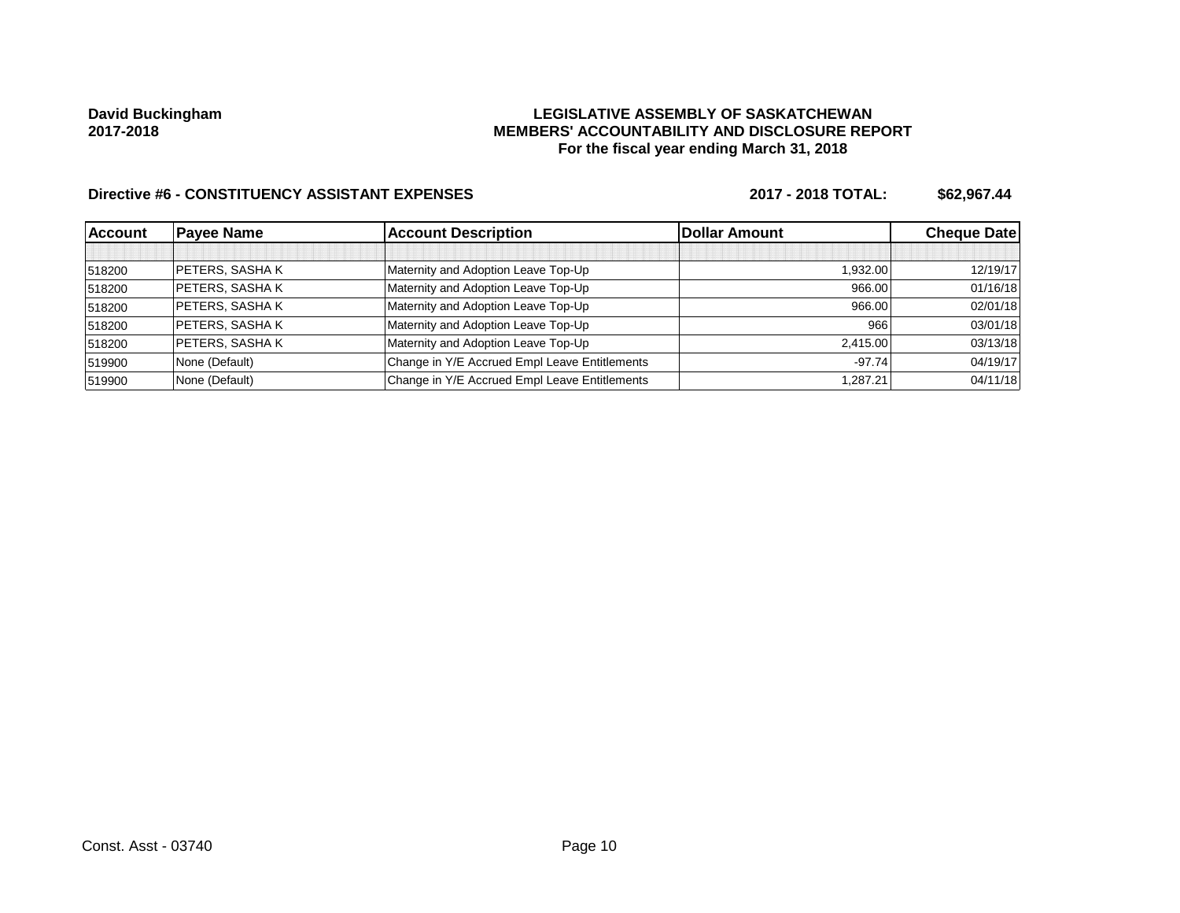**David Buckingham**
**2017-2018**

**LEGISLATIVE ASSEMBLY OF SASKATCHEWAN**
**MEMBERS' ACCOUNTABILITY AND DISCLOSURE REPORT**
**For the fiscal year ending March 31, 2018**

**Directive #6 - CONSTITUENCY ASSISTANT EXPENSES** **2017 - 2018 TOTAL: $62,967.44**

| Account | Payee Name | Account Description | Dollar Amount | Cheque Date |
|---|---|---|---|---|
| | | | | |
| 518200 | PETERS, SASHA K | Maternity and Adoption Leave Top-Up | 1,932.00 | 12/19/17 |
| 518200 | PETERS, SASHA K | Maternity and Adoption Leave Top-Up | 966.00 | 01/16/18 |
| 518200 | PETERS, SASHA K | Maternity and Adoption Leave Top-Up | 966.00 | 02/01/18 |
| 518200 | PETERS, SASHA K | Maternity and Adoption Leave Top-Up | 966 | 03/01/18 |
| 518200 | PETERS, SASHA K | Maternity and Adoption Leave Top-Up | 2,415.00 | 03/13/18 |
| 519900 | None (Default) | Change in Y/E Accrued Empl Leave Entitlements | -97.74 | 04/19/17 |
| 519900 | None (Default) | Change in Y/E Accrued Empl Leave Entitlements | 1,287.21 | 04/11/18 |

Const. Asst - 03740